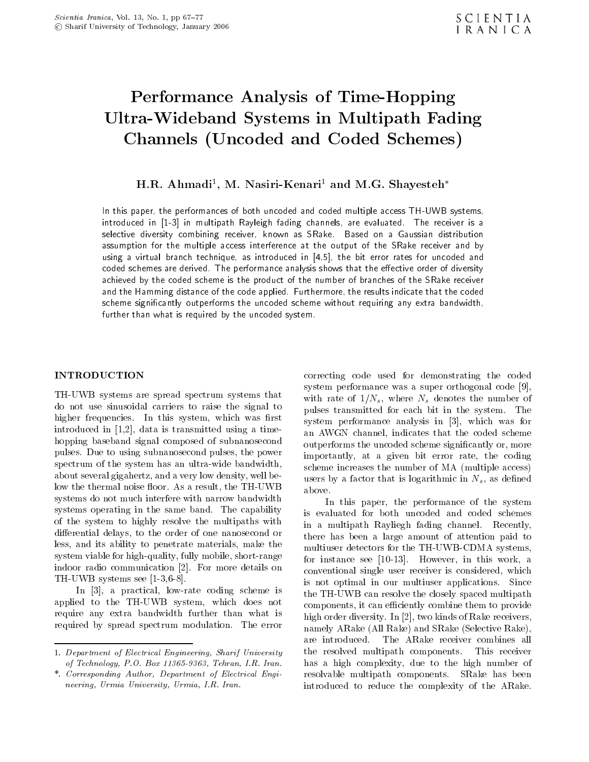# Performance Analysis of Time-Hopping Ultra-Wideband Systems in Multipath Fading Channels (Uncoded and Coded Schemes)

**H.R. Ahmadi[1], M. Nasiri-Kenari[1] and M.G. Shayesteh[*]**

In this paper, the performances of both uncoded and coded multiple access TH-UWB systems, introduced in [1-3] in multipath Rayleigh fading channels, are evaluated. The receiver is a selective diversity combining receiver, known as SRake. Based on a Gaussian distribution assumption for the multiple access interference at the output of the SRake receiver and by using a virtual branch technique, as introduced in [4,5], the bit error rates for uncoded and coded schemes are derived. The performance analysis shows that the effective order of diversity achieved by the coded scheme is the product of the number of branches of the SRake receiver and the Hamming distance of the code applied. Furthermore, the results indicate that the coded scheme significantly outperforms the uncoded scheme without requiring any extra bandwidth, further than what is required by the uncoded system.

## INTRODUCTION

TH-UWB systems are spread spectrum systems that do not use sinusoidal carriers to raise the signal to higher frequencies. In this system, which was first introduced in [1,2], data is transmitted using a time-hopping baseband signal composed of subnanosecond pulses. Due to using subnanosecond pulses, the power spectrum of the system has an ultra-wide bandwidth, about several gigahertz, and a very low density, well below the thermal noise floor. As a result, the TH-UWB systems do not much interfere with narrow bandwidth systems operating in the same band. The capability of the system to highly resolve the multipaths with differential delays, to the order of one nanosecond or less, and its ability to penetrate materials, make the system viable for high-quality, fully mobile, short-range indoor radio communication [2]. For more details on TH-UWB systems see [1-3,6-8].

In [3], a practical, low-rate coding scheme is applied to the TH-UWB system, which does not require any extra bandwidth further than what is required by spread spectrum modulation. The error correcting code used for demonstrating the coded system performance was a super orthogonal code [9], with rate of $1/N_s$, where $N_s$ denotes the number of pulses transmitted for each bit in the system. The system performance analysis in [3], which was for an AWGN channel, indicates that the coded scheme outperforms the uncoded scheme significantly or, more importantly, at a given bit error rate, the coding scheme increases the number of MA (multiple access) users by a factor that is logarithmic in $N_s$, as defined above.

In this paper, the performance of the system is evaluated for both uncoded and coded schemes in a multipath Rayliegh fading channel. Recently, there has been a large amount of attention paid to multiuser detectors for the TH-UWB-CDMA systems, for instance see [10-13]. However, in this work, a conventional single user receiver is considered, which is not optimal in our multiuser applications. Since the TH-UWB can resolve the closely spaced multipath components, it can efficiently combine them to provide high order diversity. In [2], two kinds of Rake receivers, namely ARake (All Rake) and SRake (Selective Rake), are introduced. The ARake receiver combines all the resolved multipath components. This receiver has a high complexity, due to the high number of resolvable multipath components. SRake has been introduced to reduce the complexity of the ARake.

---

1. *Department of Electrical Engineering, Sharif University of Technology, P.O. Box 11365-9363, Tehran, I.R. Iran.*

\*. *Corresponding Author, Department of Electrical Engineering, Urmia University, Urmia, I.R. Iran.*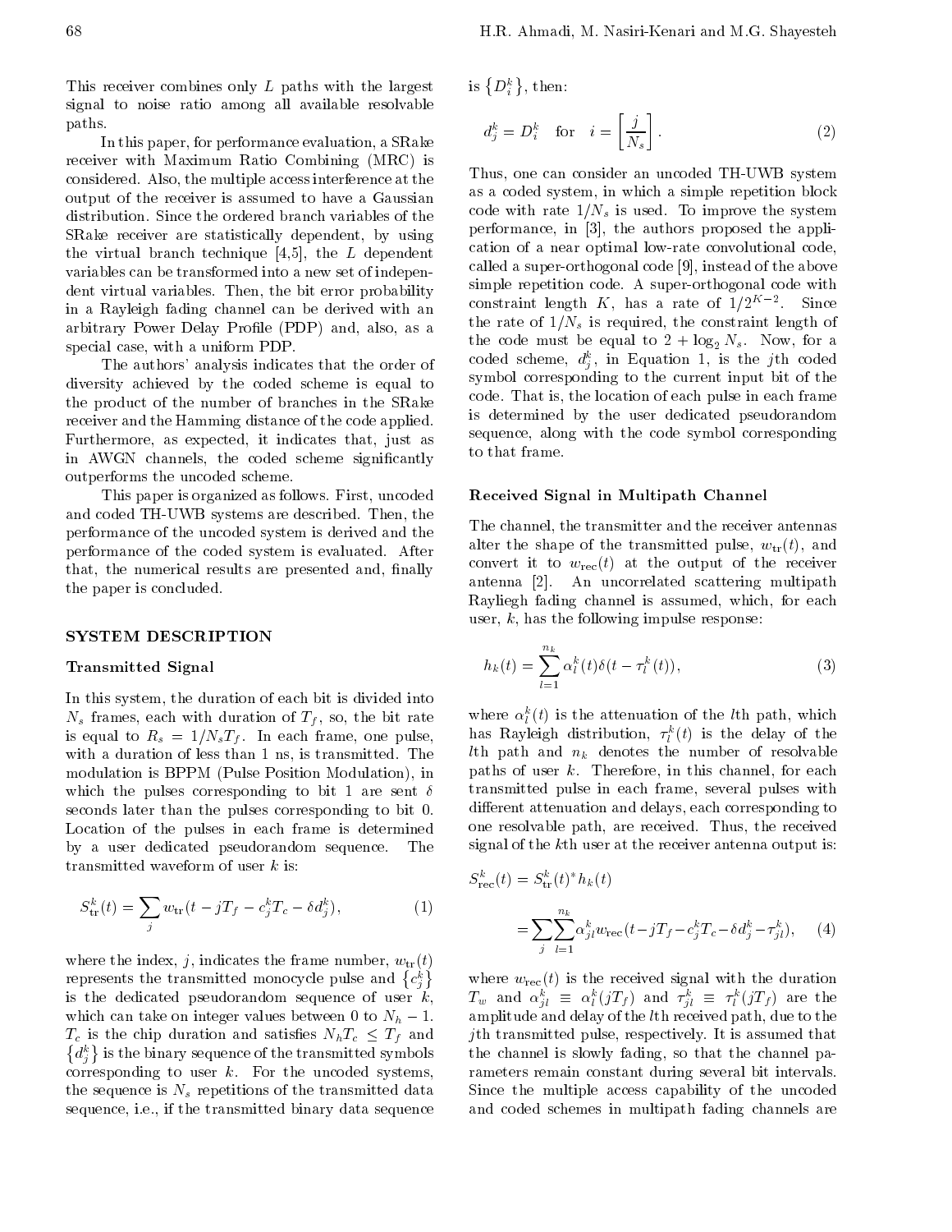This receiver combines only $L$ paths with the largest signal to noise ratio among all available resolvable paths.

In this paper, for performance evaluation, a SRake receiver with Maximum Ratio Combining (MRC) is considered. Also, the multiple access interference at the output of the receiver is assumed to have a Gaussian distribution. Since the ordered branch variables of the SRake receiver are statistically dependent, by using the virtual branch technique [4,5], the $L$ dependent variables can be transformed into a new set of independent virtual variables. Then, the bit error probability in a Rayleigh fading channel can be derived with an arbitrary Power Delay Profile (PDP) and, also, as a special case, with a uniform PDP.

The authors' analysis indicates that the order of diversity achieved by the coded scheme is equal to the product of the number of branches in the SRake receiver and the Hamming distance of the code applied. Furthermore, as expected, it indicates that, just as in AWGN channels, the coded scheme significantly outperforms the uncoded scheme.

This paper is organized as follows. First, uncoded and coded TH-UWB systems are described. Then, the performance of the uncoded system is derived and the performance of the coded system is evaluated. After that, the numerical results are presented and, finally the paper is concluded.

## SYSTEM DESCRIPTION

### Transmitted Signal

In this system, the duration of each bit is divided into $N_s$ frames, each with duration of $T_f$, so, the bit rate is equal to $R_s = 1/N_sT_f$. In each frame, one pulse, with a duration of less than 1 ns, is transmitted. The modulation is BPPM (Pulse Position Modulation), in which the pulses corresponding to bit 1 are sent $\delta$ seconds later than the pulses corresponding to bit 0. Location of the pulses in each frame is determined by a user dedicated pseudorandom sequence. The transmitted waveform of user $k$ is:

$$S_{\text{tr}}^k(t) = \sum_j w_{\text{tr}}(t - jT_f - c_j^k T_c - \delta d_j^k), \tag{1}$$

where the index, $j$, indicates the frame number, $w_{\text{tr}}(t)$ represents the transmitted monocycle pulse and $\{c_j^k\}$ is the dedicated pseudorandom sequence of user $k$, which can take on integer values between 0 to $N_h - 1$. $T_c$ is the chip duration and satisfies $N_hT_c \le T_f$ and $\{d_j^k\}$ is the binary sequence of the transmitted symbols corresponding to user $k$. For the uncoded systems, the sequence is $N_s$ repetitions of the transmitted data sequence, i.e., if the transmitted binary data sequence is $\{D_i^k\}$, then:

$$d_j^k = D_i^k \quad \text{for} \quad i = \left[\frac{j}{N_s}\right]. \tag{2}$$

Thus, one can consider an uncoded TH-UWB system as a coded system, in which a simple repetition block code with rate $1/N_s$ is used. To improve the system performance, in [3], the authors proposed the application of a near optimal low-rate convolutional code, called a super-orthogonal code [9], instead of the above simple repetition code. A super-orthogonal code with constraint length $K$, has a rate of $1/2^{K-2}$. Since the rate of $1/N_s$ is required, the constraint length of the code must be equal to $2 + \log_2 N_s$. Now, for a coded scheme, $d_j^k$, in Equation 1, is the $j$th coded symbol corresponding to the current input bit of the code. That is, the location of each pulse in each frame is determined by the user dedicated pseudorandom sequence, along with the code symbol corresponding to that frame.

### Received Signal in Multipath Channel

The channel, the transmitter and the receiver antennas alter the shape of the transmitted pulse, $w_{\text{tr}}(t)$, and convert it to $w_{\text{rec}}(t)$ at the output of the receiver antenna [2]. An uncorrelated scattering multipath Rayliegh fading channel is assumed, which, for each user, $k$, has the following impulse response:

$$h_k(t) = \sum_{l=1}^{n_k} \alpha_l^k(t)\delta(t - \tau_l^k(t)), \tag{3}$$

where $\alpha_l^k(t)$ is the attenuation of the $l$th path, which has Rayleigh distribution, $\tau_l^k(t)$ is the delay of the $l$th path and $n_k$ denotes the number of resolvable paths of user $k$. Therefore, in this channel, for each transmitted pulse in each frame, several pulses with different attenuation and delays, each corresponding to one resolvable path, are received. Thus, the received signal of the $k$th user at the receiver antenna output is:

$$\begin{aligned} S_{\text{rec}}^k(t) &= S_{\text{tr}}^k(t) * h_k(t) \\ &= \sum_j \sum_{l=1}^{n_k} \alpha_{jl}^k w_{\text{rec}}(t - jT_f - c_j^k T_c - \delta d_j^k - \tau_{jl}^k), \end{aligned} \tag{4}$$

where $w_{\text{rec}}(t)$ is the received signal with the duration $T_w$ and $\alpha_{jl}^k \equiv \alpha_l^k(jT_f)$ and $\tau_{jl}^k \equiv \tau_l^k(jT_f)$ are the amplitude and delay of the $l$th received path, due to the $j$th transmitted pulse, respectively. It is assumed that the channel is slowly fading, so that the channel parameters remain constant during several bit intervals. Since the multiple access capability of the uncoded and coded schemes in multipath fading channels are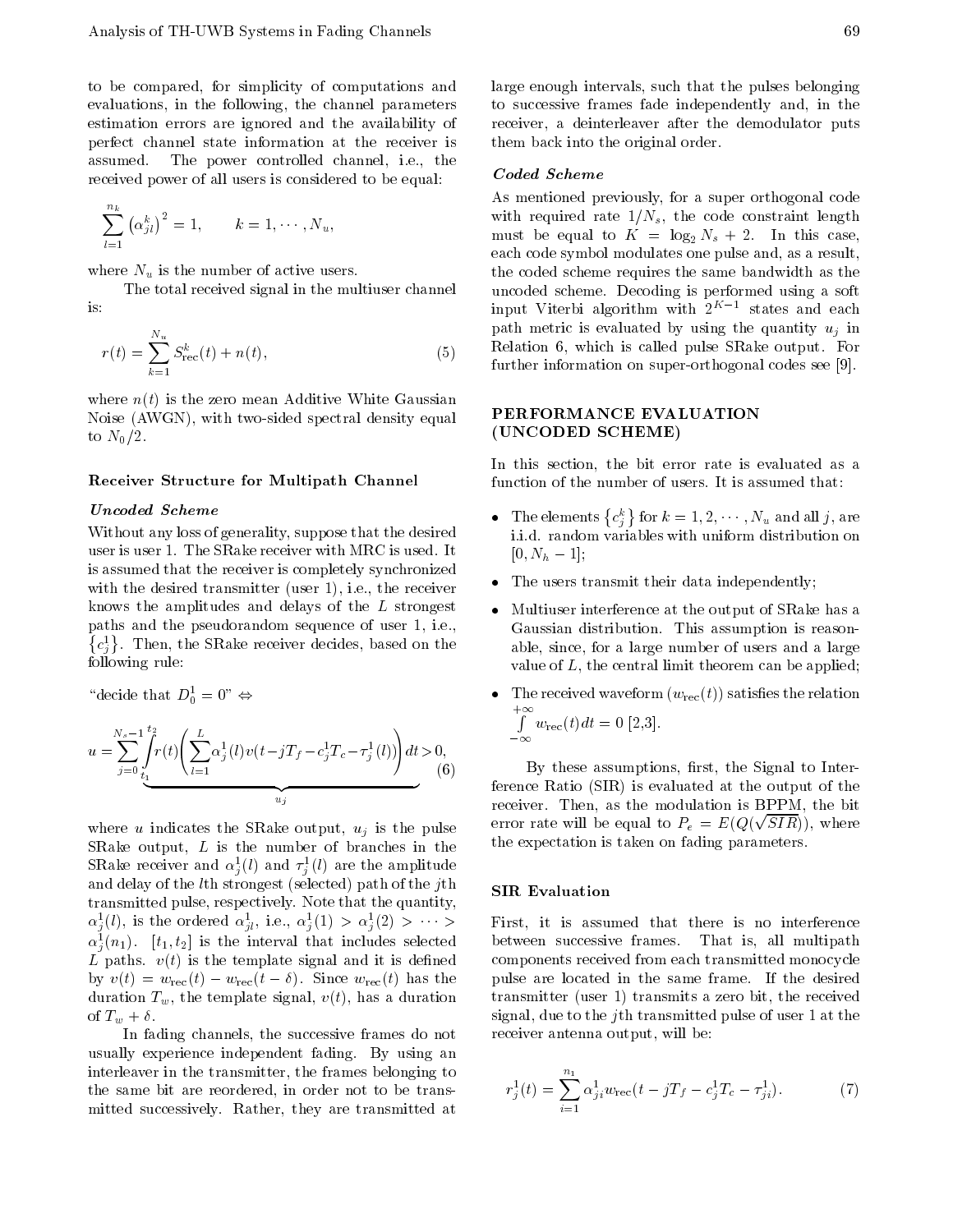to be compared, for simplicity of computations and evaluations, in the following, the channel parameters estimation errors are ignored and the availability of perfect channel state information at the receiver is assumed. The power controlled channel, i.e., the received power of all users is considered to be equal:

$$\sum_{l=1}^{n_k} \left(\alpha_{jl}^k\right)^2 = 1, \qquad k = 1, \cdots, N_u,$$

where $N_u$ is the number of active users.

The total received signal in the multiuser channel is:

$$r(t) = \sum_{k=1}^{N_u} S_{\text{rec}}^k(t) + n(t), \tag{5}$$

where $n(t)$ is the zero mean Additive White Gaussian Noise (AWGN), with two-sided spectral density equal to $N_0/2$.

### Receiver Structure for Multipath Channel

#### *Uncoded Scheme*

Without any loss of generality, suppose that the desired user is user 1. The SRake receiver with MRC is used. It is assumed that the receiver is completely synchronized with the desired transmitter (user 1), i.e., the receiver knows the amplitudes and delays of the $L$ strongest paths and the pseudorandom sequence of user 1, i.e., $\{c_j^1\}$. Then, the SRake receiver decides, based on the following rule:

"decide that $D_0^1 = 0$" $\Leftrightarrow$

$$u = \sum_{j=0}^{N_s-1} \underbrace{\int_{t_1}^{t_2} r(t) \left( \sum_{l=1}^{L} \alpha_j^1(l) v(t - jT_f - c_j^1 T_c - \tau_j^1(l)) \right) dt}_{u_j} > 0, \tag{6}$$

where $u$ indicates the SRake output, $u_j$ is the pulse SRake output, $L$ is the number of branches in the SRake receiver and $\alpha_j^1(l)$ and $\tau_j^1(l)$ are the amplitude and delay of the $l$th strongest (selected) path of the $j$th transmitted pulse, respectively. Note that the quantity, $\alpha_j^1(l)$, is the ordered $\alpha_{jl}^1$, i.e., $\alpha_j^1(1) > \alpha_j^1(2) > \cdots > \alpha_j^1(n_1)$. $[t_1, t_2]$ is the interval that includes selected $L$ paths. $v(t)$ is the template signal and it is defined by $v(t) = w_{\text{rec}}(t) - w_{\text{rec}}(t - \delta)$. Since $w_{\text{rec}}(t)$ has the duration $T_w$, the template signal, $v(t)$, has a duration of $T_w + \delta$.

In fading channels, the successive frames do not usually experience independent fading. By using an interleaver in the transmitter, the frames belonging to the same bit are reordered, in order not to be transmitted successively. Rather, they are transmitted at large enough intervals, such that the pulses belonging to successive frames fade independently and, in the receiver, a deinterleaver after the demodulator puts them back into the original order.

#### *Coded Scheme*

As mentioned previously, for a super orthogonal code with required rate $1/N_s$, the code constraint length must be equal to $K = \log_2 N_s + 2$. In this case, each code symbol modulates one pulse and, as a result, the coded scheme requires the same bandwidth as the uncoded scheme. Decoding is performed using a soft input Viterbi algorithm with $2^{K-1}$ states and each path metric is evaluated by using the quantity $u_j$ in Relation 6, which is called pulse SRake output. For further information on super-orthogonal codes see [9].

## PERFORMANCE EVALUATION (UNCODED SCHEME)

In this section, the bit error rate is evaluated as a function of the number of users. It is assumed that:

- The elements $\{c_j^k\}$ for $k = 1, 2, \cdots, N_u$ and all $j$, are i.i.d. random variables with uniform distribution on $[0, N_h - 1]$;
- The users transmit their data independently;
- Multiuser interference at the output of SRake has a Gaussian distribution. This assumption is reasonable, since, for a large number of users and a large value of $L$, the central limit theorem can be applied;
- The received waveform ($w_{\text{rec}}(t)$) satisfies the relation $\int_{-\infty}^{+\infty} w_{\text{rec}}(t) dt = 0$ [2,3].

By these assumptions, first, the Signal to Interference Ratio (SIR) is evaluated at the output of the receiver. Then, as the modulation is BPPM, the bit error rate will be equal to $P_e = E(Q(\sqrt{SIR}))$, where the expectation is taken on fading parameters.

### SIR Evaluation

First, it is assumed that there is no interference between successive frames. That is, all multipath components received from each transmitted monocycle pulse are located in the same frame. If the desired transmitter (user 1) transmits a zero bit, the received signal, due to the $j$th transmitted pulse of user 1 at the receiver antenna output, will be:

$$r_j^1(t) = \sum_{i=1}^{n_1} \alpha_{ji}^1 w_{\text{rec}}(t - jT_f - c_j^1 T_c - \tau_{ji}^1). \tag{7}$$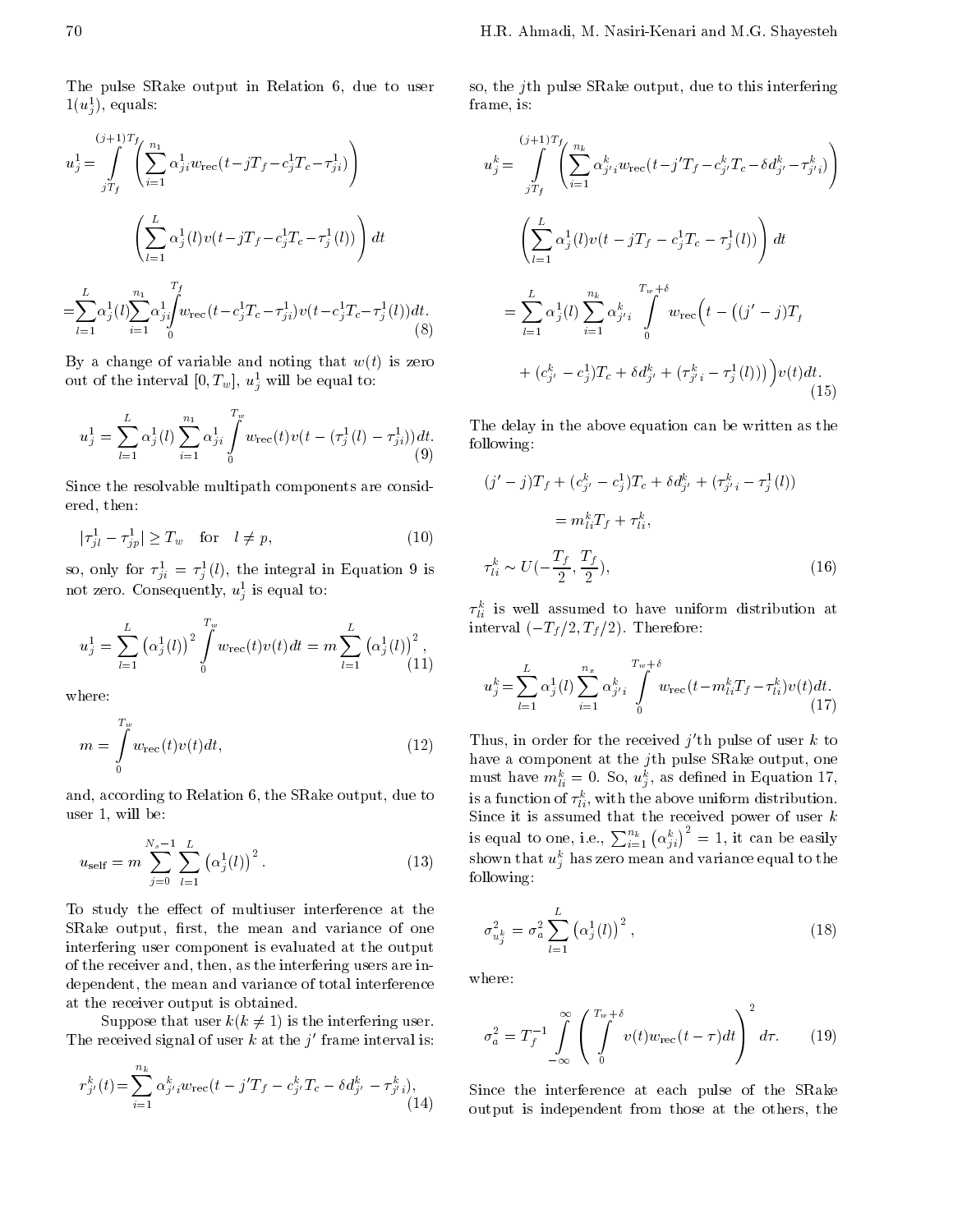The pulse SRake output in Relation 6, due to user $1(u_j^1)$, equals:

$$u_j^1 = \int_{jT_f}^{(j+1)T_f} \left( \sum_{i=1}^{n_1} \alpha_{ji}^1 w_{\rm rec}(t - jT_f - c_j^1 T_c - \tau_{ji}^1) \right) \left( \sum_{l=1}^{L} \alpha_j^1(l) v(t - jT_f - c_j^1 T_c - \tau_j^1(l)) \right) dt$$

$$= \sum_{l=1}^{L} \alpha_j^1(l) \sum_{i=1}^{n_1} \alpha_{ji}^1 \int_0^{T_f} w_{\rm rec}(t - c_j^1 T_c - \tau_{ji}^1) v(t - c_j^1 T_c - \tau_j^1(l)) dt. \tag{8}$$

By a change of variable and noting that $w(t)$ is zero out of the interval $[0, T_w]$, $u_j^1$ will be equal to:

$$u_j^1 = \sum_{l=1}^{L} \alpha_j^1(l) \sum_{i=1}^{n_1} \alpha_{ji}^1 \int_0^{T_w} w_{\rm rec}(t) v(t - (\tau_j^1(l) - \tau_{ji}^1)) dt. \tag{9}$$

Since the resolvable multipath components are considered, then:

$$|\tau_{jl}^1 - \tau_{jp}^1| \geq T_w \quad \text{for} \quad l \neq p, \tag{10}$$

so, only for $\tau_{ji}^1 = \tau_j^1(l)$, the integral in Equation 9 is not zero. Consequently, $u_j^1$ is equal to:

$$u_j^1 = \sum_{l=1}^{L} \left(\alpha_j^1(l)\right)^2 \int_0^{T_w} w_{\rm rec}(t) v(t) dt = m \sum_{l=1}^{L} \left(\alpha_j^1(l)\right)^2, \tag{11}$$

where:

$$m = \int_0^{T_w} w_{\rm rec}(t) v(t) dt, \tag{12}$$

and, according to Relation 6, the SRake output, due to user 1, will be:

$$u_{\rm self} = m \sum_{j=0}^{N_s - 1} \sum_{l=1}^{L} \left(\alpha_j^1(l)\right)^2. \tag{13}$$

To study the effect of multiuser interference at the SRake output, first, the mean and variance of one interfering user component is evaluated at the output of the receiver and, then, as the interfering users are independent, the mean and variance of total interference at the receiver output is obtained.

Suppose that user $k (k \neq 1)$ is the interfering user. The received signal of user $k$ at the $j'$ frame interval is:

$$r_{j'}^k(t) = \sum_{i=1}^{n_k} \alpha_{j'i}^k w_{\rm rec}(t - j'T_f - c_{j'}^k T_c - \delta d_{j'}^k - \tau_{j'i}^k), \tag{14}$$

so, the $j$th pulse SRake output, due to this interfering frame, is:

$$u_j^k = \int_{jT_f}^{(j+1)T_f} \left( \sum_{i=1}^{n_k} \alpha_{j'i}^k w_{\rm rec}(t - j'T_f - c_{j'}^k T_c - \delta d_{j'}^k - \tau_{j'i}^k) \right) \left( \sum_{l=1}^{L} \alpha_j^1(l) v(t - jT_f - c_j^1 T_c - \tau_j^1(l)) \right) dt$$

$$= \sum_{l=1}^{L} \alpha_j^1(l) \sum_{i=1}^{n_k} \alpha_{j'i}^k \int_0^{T_w + \delta} w_{\rm rec}\Big(t - \big((j' - j)T_f + (c_{j'}^k - c_j^1)T_c + \delta d_{j'}^k + (\tau_{j'i}^k - \tau_j^1(l))\big)\Big) v(t) dt. \tag{15}$$

The delay in the above equation can be written as the following:

$$(j' - j)T_f + (c_{j'}^k - c_j^1)T_c + \delta d_{j'}^k + (\tau_{j'i}^k - \tau_j^1(l)) = m_{li}^k T_f + \tau_{li}^k,$$

$$\tau_{li}^k \sim U\left(-\frac{T_f}{2}, \frac{T_f}{2}\right), \tag{16}$$

$\tau_{li}^k$ is well assumed to have uniform distribution at interval $(-T_f/2, T_f/2)$. Therefore:

$$u_j^k = \sum_{l=1}^{L} \alpha_j^1(l) \sum_{i=1}^{n_x} \alpha_{j'i}^k \int_0^{T_w + \delta} w_{\rm rec}(t - m_{li}^k T_f - \tau_{li}^k) v(t) dt. \tag{17}$$

Thus, in order for the received $j'$th pulse of user $k$ to have a component at the $j$th pulse SRake output, one must have $m_{li}^k = 0$. So, $u_j^k$, as defined in Equation 17, is a function of $\tau_{li}^k$, with the above uniform distribution. Since it is assumed that the received power of user $k$ is equal to one, i.e., $\sum_{i=1}^{n_k} \left(\alpha_{ji}^k\right)^2 = 1$, it can be easily shown that $u_j^k$ has zero mean and variance equal to the following:

$$\sigma_{u_j^k}^2 = \sigma_a^2 \sum_{l=1}^{L} \left(\alpha_j^1(l)\right)^2, \tag{18}$$

where:

$$\sigma_a^2 = T_f^{-1} \int_{-\infty}^{\infty} \left( \int_0^{T_w + \delta} v(t) w_{\rm rec}(t - \tau) dt \right)^2 d\tau. \tag{19}$$

Since the interference at each pulse of the SRake output is independent from those at the others, the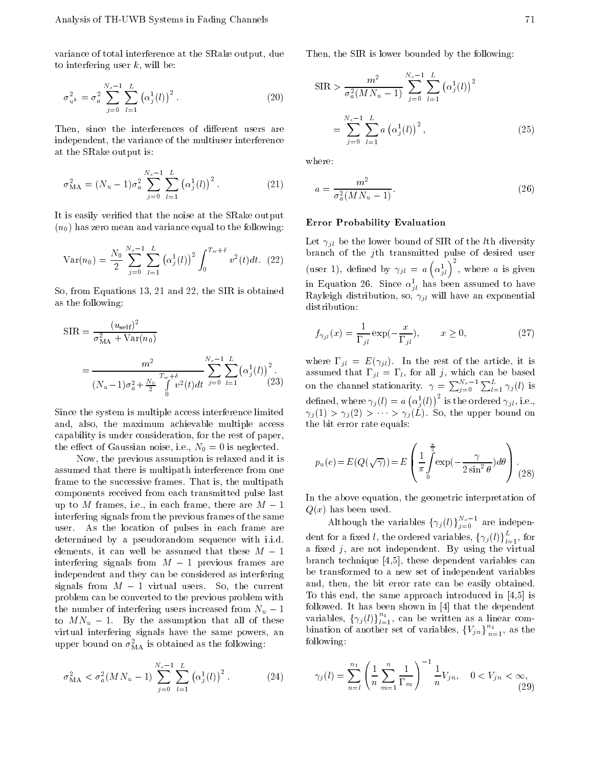variance of total interference at the SRake output, due to interfering user $k$, will be:

$$\sigma_{u^k}^2 = \sigma_a^2 \sum_{j=0}^{N_s-1} \sum_{l=1}^{L} \left(\alpha_j^1(l)\right)^2. \tag{20}$$

Then, since the interferences of different users are independent, the variance of the multiuser interference at the SRake output is:

$$\sigma_{\mathrm{MA}}^2 = (N_u - 1)\sigma_a^2 \sum_{j=0}^{N_s-1} \sum_{l=1}^{L} \left(\alpha_j^1(l)\right)^2. \tag{21}$$

It is easily verified that the noise at the SRake output ($n_0$) has zero mean and variance equal to the following:

$$\mathrm{Var}(n_0) = \frac{N_0}{2} \sum_{j=0}^{N_s-1} \sum_{l=1}^{L} \left(\alpha_j^1(l)\right)^2 \int_0^{T_w+\delta} v^2(t)dt. \tag{22}$$

So, from Equations 13, 21 and 22, the SIR is obtained as the following:

$$\begin{aligned}\mathrm{SIR} &= \frac{(u_{\mathrm{self}})^2}{\sigma_{\mathrm{MA}}^2 + \mathrm{Var}(n_0)} \\ &= \frac{m^2}{(N_u-1)\sigma_a^2 + \frac{N_0}{2}\int\limits_0^{T_w+\delta} v^2(t)dt} \sum_{j=0}^{N_s-1} \sum_{l=1}^{L} \left(\alpha_j^1(l)\right)^2.\end{aligned} \tag{23}$$

Since the system is multiple access interference limited and, also, the maximum achievable multiple access capability is under consideration, for the rest of paper, the effect of Gaussian noise, i.e., $N_0 = 0$ is neglected.

Now, the previous assumption is relaxed and it is assumed that there is multipath interference from one frame to the successive frames. That is, the multipath components received from each transmitted pulse last up to $M$ frames, i.e., in each frame, there are $M-1$ interfering signals from the previous frames of the same user. As the location of pulses in each frame are determined by a pseudorandom sequence with i.i.d. elements, it can well be assumed that these $M-1$ interfering signals from $M-1$ previous frames are independent and they can be considered as interfering signals from $M-1$ virtual users. So, the current problem can be converted to the previous problem with the number of interfering users increased from $N_u - 1$ to $MN_u - 1$. By the assumption that all of these virtual interfering signals have the same powers, an upper bound on $\sigma_{\mathrm{MA}}^2$ is obtained as the following:

$$\sigma_{\mathrm{MA}}^2 < \sigma_a^2(MN_u - 1) \sum_{j=0}^{N_s-1} \sum_{l=1}^{L} \left(\alpha_j^1(l)\right)^2. \tag{24}$$

Then, the SIR is lower bounded by the following:

$$\begin{aligned}\mathrm{SIR} &> \frac{m^2}{\sigma_a^2(MN_u-1)} \sum_{j=0}^{N_s-1} \sum_{l=1}^{L} \left(\alpha_j^1(l)\right)^2 \\ &= \sum_{j=0}^{N_s-1} \sum_{l=1}^{L} a\left(\alpha_j^1(l)\right)^2,\end{aligned} \tag{25}$$

where:

$$a = \frac{m^2}{\sigma_a^2(MN_u-1)}. \tag{26}$$

### Error Probability Evaluation

Let $\gamma_{jl}$ be the lower bound of SIR of the $l$th diversity branch of the $j$th transmitted pulse of desired user (user 1), defined by $\gamma_{jl} = a\left(\alpha_{jl}^1\right)^2$, where $a$ is given in Equation 26. Since $\alpha_{jl}^1$ has been assumed to have Rayleigh distribution, so, $\gamma_{jl}$ will have an exponential distribution:

$$f_{\gamma_{jl}}(x) = \frac{1}{\Gamma_{jl}} \exp\left(-\frac{x}{\Gamma_{jl}}\right), \qquad x \geq 0, \tag{27}$$

where $\Gamma_{jl} = E(\gamma_{jl})$. In the rest of the article, it is assumed that $\Gamma_{jl} = \Gamma_l$, for all $j$, which can be based on the channel stationarity. $\gamma = \sum_{j=0}^{N_s-1}\sum_{l=1}^{L}\gamma_j(l)$ is defined, where $\gamma_j(l) = a\left(\alpha_j^1(l)\right)^2$ is the ordered $\gamma_{jl}$, i.e., $\gamma_j(1) > \gamma_j(2) > \cdots > \gamma_j(L)$. So, the upper bound on the bit error rate equals:

$$p_u(e) = E(Q(\sqrt{\gamma})) = E\left(\frac{1}{\pi}\int\limits_0^{\frac{\pi}{2}} \exp\left(-\frac{\gamma}{2\sin^2\theta}\right)d\theta\right). \tag{28}$$

In the above equation, the geometric interpretation of $Q(x)$ has been used.

Although the variables $\{\gamma_j(l)\}_{j=0}^{N_s-1}$ are independent for a fixed $l$, the ordered variables, $\{\gamma_j(l)\}_{l=1}^{L}$, for a fixed $j$, are not independent. By using the virtual branch technique [4,5], these dependent variables can be transformed to a new set of independent variables and, then, the bit error rate can be easily obtained. To this end, the same approach introduced in [4,5] is followed. It has been shown in [4] that the dependent variables, $\{\gamma_j(l)\}_{l=1}^{n_1}$, can be written as a linear combination of another set of variables, $\{V_{jn}\}_{n=1}^{n_1}$, as the following:

$$\gamma_j(l) = \sum_{n=l}^{n_1} \left(\frac{1}{n}\sum_{m=1}^{n}\frac{1}{\Gamma_m}\right)^{-1} \frac{1}{n} V_{jn}, \quad 0 < V_{jn} < \infty, \tag{29}$$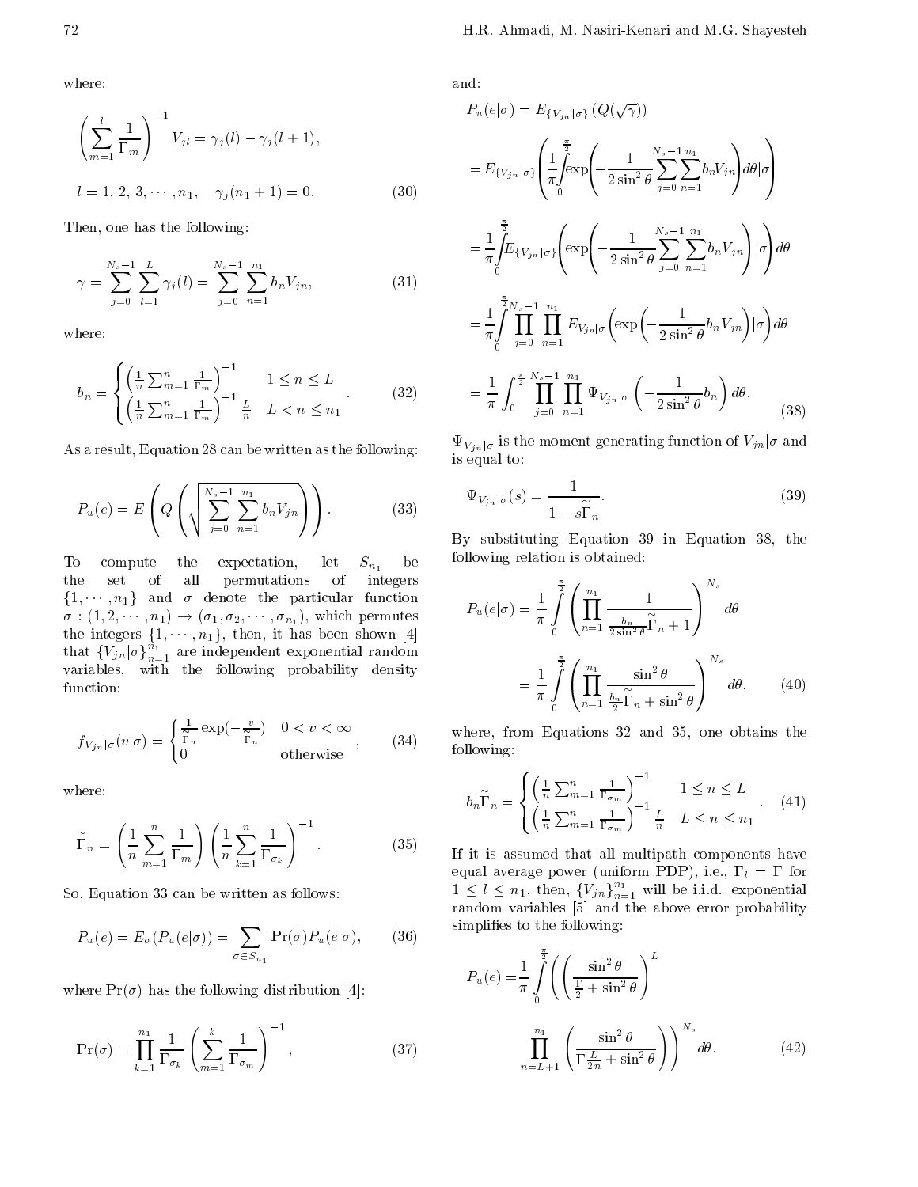where:

$$\left(\sum_{m=1}^{l}\frac{1}{\Gamma_m}\right)^{-1}V_{jl}=\gamma_j(l)-\gamma_j(l+1),$$

$$l=1,\,2,\,3,\cdots,n_1,\quad \gamma_j(n_1+1)=0. \tag{30}$$

Then, one has the following:

$$\gamma=\sum_{j=0}^{N_s-1}\sum_{l=1}^{L}\gamma_j(l)=\sum_{j=0}^{N_s-1}\sum_{n=1}^{n_1}b_nV_{jn}, \tag{31}$$

where:

$$b_n=\begin{cases}\left(\frac{1}{n}\sum_{m=1}^{n}\frac{1}{\Gamma_m}\right)^{-1} & 1\le n\le L\\ \left(\frac{1}{n}\sum_{m=1}^{n}\frac{1}{\Gamma_m}\right)^{-1}\frac{L}{n} & L<n\le n_1\end{cases}. \tag{32}$$

As a result, Equation 28 can be written as the following:

$$P_u(e)=E\left(Q\left(\sqrt{\sum_{j=0}^{N_s-1}\sum_{n=1}^{n_1}b_nV_{jn}}\right)\right). \tag{33}$$

To compute the expectation, let $S_{n_1}$ be the set of all permutations of integers $\{1,\cdots,n_1\}$ and $\sigma$ denote the particular function $\sigma:(1,2,\cdots,n_1)\rightarrow(\sigma_1,\sigma_2,\cdots,\sigma_{n_1})$, which permutes the integers $\{1,\cdots,n_1\}$, then, it has been shown [4] that $\{V_{jn}|\sigma\}_{n=1}^{n_1}$ are independent exponential random variables, with the following probability density function:

$$f_{V_{jn}|\sigma}(v|\sigma)=\begin{cases}\frac{1}{\tilde{\Gamma}_n}\exp(-\frac{v}{\tilde{\Gamma}_n}) & 0<v<\infty\\ 0 & \text{otherwise}\end{cases}, \tag{34}$$

where:

$$\tilde{\Gamma}_n=\left(\frac{1}{n}\sum_{m=1}^{n}\frac{1}{\Gamma_m}\right)\left(\frac{1}{n}\sum_{k=1}^{n}\frac{1}{\Gamma_{\sigma_k}}\right)^{-1}. \tag{35}$$

So, Equation 33 can be written as follows:

$$P_u(e)=E_\sigma(P_u(e|\sigma))=\sum_{\sigma\in S_{n_1}}\Pr(\sigma)P_u(e|\sigma), \tag{36}$$

where $\Pr(\sigma)$ has the following distribution [4]:

$$\Pr(\sigma)=\prod_{k=1}^{n_1}\frac{1}{\Gamma_{\sigma_k}}\left(\sum_{m=1}^{k}\frac{1}{\Gamma_{\sigma_m}}\right)^{-1}, \tag{37}$$

and:

$$\begin{aligned}P_u(e|\sigma)&=E_{\{V_{jn}|\sigma\}}\left(Q(\sqrt{\gamma})\right)\\
&=E_{\{V_{jn}|\sigma\}}\left(\frac{1}{\pi}\int_0^{\frac{\pi}{2}}\exp\left(-\frac{1}{2\sin^2\theta}\sum_{j=0}^{N_s-1}\sum_{n=1}^{n_1}b_nV_{jn}\right)d\theta|\sigma\right)\\
&=\frac{1}{\pi}\int_0^{\frac{\pi}{2}}E_{\{V_{jn}|\sigma\}}\left(\exp\left(-\frac{1}{2\sin^2\theta}\sum_{j=0}^{N_s-1}\sum_{n=1}^{n_1}b_nV_{jn}\right)|\sigma\right)d\theta\\
&=\frac{1}{\pi}\int_0^{\frac{\pi}{2}}\prod_{j=0}^{N_s-1}\prod_{n=1}^{n_1}E_{V_{jn}|\sigma}\left(\exp\left(-\frac{1}{2\sin^2\theta}b_nV_{jn}\right)|\sigma\right)d\theta\\
&=\frac{1}{\pi}\int_0^{\frac{\pi}{2}}\prod_{j=0}^{N_s-1}\prod_{n=1}^{n_1}\Psi_{V_{jn}|\sigma}\left(-\frac{1}{2\sin^2\theta}b_n\right)d\theta.\end{aligned} \tag{38}$$

$\Psi_{V_{jn}|\sigma}$ is the moment generating function of $V_{jn}|\sigma$ and is equal to:

$$\Psi_{V_{jn}|\sigma}(s)=\frac{1}{1-s\tilde{\Gamma}_n}. \tag{39}$$

By substituting Equation 39 in Equation 38, the following relation is obtained:

$$\begin{aligned}P_u(e|\sigma)&=\frac{1}{\pi}\int_0^{\frac{\pi}{2}}\left(\prod_{n=1}^{n_1}\frac{1}{\frac{b_n}{2\sin^2\theta}\tilde{\Gamma}_n+1}\right)^{N_s}d\theta\\
&=\frac{1}{\pi}\int_0^{\frac{\pi}{2}}\left(\prod_{n=1}^{n_1}\frac{\sin^2\theta}{\frac{b_n}{2}\tilde{\Gamma}_n+\sin^2\theta}\right)^{N_s}d\theta,\end{aligned} \tag{40}$$

where, from Equations 32 and 35, one obtains the following:

$$b_n\tilde{\Gamma}_n=\begin{cases}\left(\frac{1}{n}\sum_{m=1}^{n}\frac{1}{\Gamma_{\sigma_m}}\right)^{-1} & 1\le n\le L\\ \left(\frac{1}{n}\sum_{m=1}^{n}\frac{1}{\Gamma_{\sigma_m}}\right)^{-1}\frac{L}{n} & L\le n\le n_1\end{cases}. \tag{41}$$

If it is assumed that all multipath components have equal average power (uniform PDP), i.e., $\Gamma_l=\Gamma$ for $1\le l\le n_1$, then, $\{V_{jn}\}_{n=1}^{n_1}$ will be i.i.d. exponential random variables [5] and the above error probability simplifies to the following:

$$P_u(e)=\frac{1}{\pi}\int_0^{\frac{\pi}{2}}\left(\left(\frac{\sin^2\theta}{\frac{\Gamma}{2}+\sin^2\theta}\right)^{L}\prod_{n=L+1}^{n_1}\left(\frac{\sin^2\theta}{\Gamma\frac{L}{2n}+\sin^2\theta}\right)\right)^{N_s}d\theta. \tag{42}$$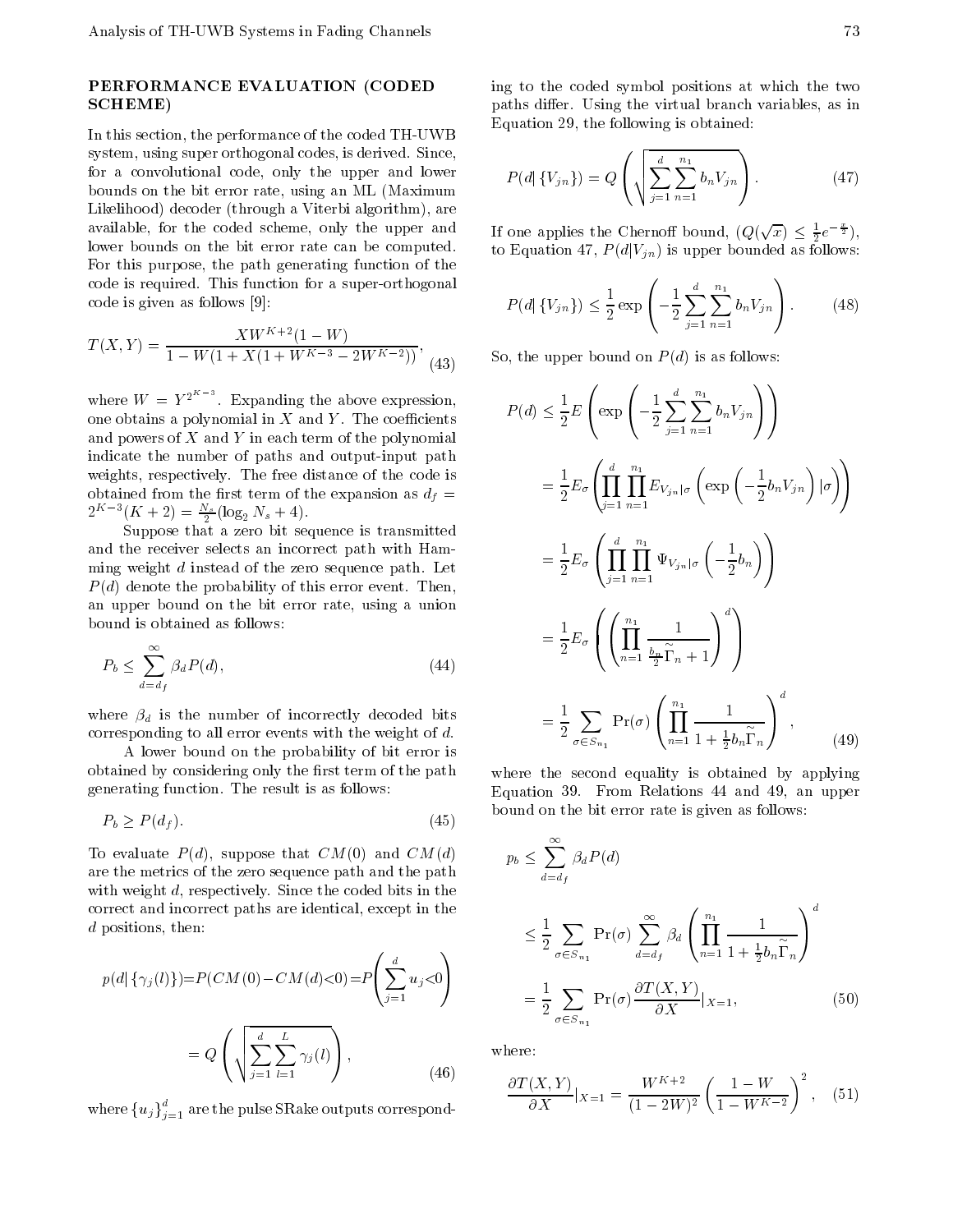## PERFORMANCE EVALUATION (CODED SCHEME)

In this section, the performance of the coded TH-UWB system, using super orthogonal codes, is derived. Since, for a convolutional code, only the upper and lower bounds on the bit error rate, using an ML (Maximum Likelihood) decoder (through a Viterbi algorithm), are available, for the coded scheme, only the upper and lower bounds on the bit error rate can be computed. For this purpose, the path generating function of the code is required. This function for a super-orthogonal code is given as follows [9]:

$$T(X,Y)=\frac{XW^{K+2}(1-W)}{1-W(1+X(1+W^{K-3}-2W^{K-2}))}, \tag{43}$$

where $W=Y^{2^{K-3}}$. Expanding the above expression, one obtains a polynomial in $X$ and $Y$. The coefficients and powers of $X$ and $Y$ in each term of the polynomial indicate the number of paths and output-input path weights, respectively. The free distance of the code is obtained from the first term of the expansion as $d_f=2^{K-3}(K+2)=\frac{N_s}{2}(\log_2 N_s+4)$.

Suppose that a zero bit sequence is transmitted and the receiver selects an incorrect path with Hamming weight $d$ instead of the zero sequence path. Let $P(d)$ denote the probability of this error event. Then, an upper bound on the bit error rate, using a union bound is obtained as follows:

$$P_b\le\sum_{d=d_f}^{\infty}\beta_d P(d), \tag{44}$$

where $\beta_d$ is the number of incorrectly decoded bits corresponding to all error events with the weight of $d$.

A lower bound on the probability of bit error is obtained by considering only the first term of the path generating function. The result is as follows:

$$P_b\ge P(d_f). \tag{45}$$

To evaluate $P(d)$, suppose that $CM(0)$ and $CM(d)$ are the metrics of the zero sequence path and the path with weight $d$, respectively. Since the coded bits in the correct and incorrect paths are identical, except in the $d$ positions, then:

$$p(d|\{\gamma_j(l)\})=P(CM(0)-CM(d)<0)=P\left(\sum_{j=1}^{d}u_j<0\right)$$

$$=Q\left(\sqrt{\sum_{j=1}^{d}\sum_{l=1}^{L}\gamma_j(l)}\right), \tag{46}$$

where $\{u_j\}_{j=1}^{d}$ are the pulse SRake outputs corresponding to the coded symbol positions at which the two paths differ. Using the virtual branch variables, as in Equation 29, the following is obtained:

$$P(d|\{V_{jn}\})=Q\left(\sqrt{\sum_{j=1}^{d}\sum_{n=1}^{n_1}b_nV_{jn}}\right). \tag{47}$$

If one applies the Chernoff bound, ($Q(\sqrt{x})\le\frac{1}{2}e^{-\frac{x}{2}}$), to Equation 47, $P(d|V_{jn})$ is upper bounded as follows:

$$P(d|\{V_{jn}\})\le\frac{1}{2}\exp\left(-\frac{1}{2}\sum_{j=1}^{d}\sum_{n=1}^{n_1}b_nV_{jn}\right). \tag{48}$$

So, the upper bound on $P(d)$ is as follows:

$$\begin{aligned}
P(d)&\le\frac{1}{2}E\left(\exp\left(-\frac{1}{2}\sum_{j=1}^{d}\sum_{n=1}^{n_1}b_nV_{jn}\right)\right)\\
&=\frac{1}{2}E_\sigma\left(\prod_{j=1}^{d}\prod_{n=1}^{n_1}E_{V_{jn}|\sigma}\left(\exp\left(-\frac{1}{2}b_nV_{jn}\right)|\sigma\right)\right)\\
&=\frac{1}{2}E_\sigma\left(\prod_{j=1}^{d}\prod_{n=1}^{n_1}\Psi_{V_{jn}|\sigma}\left(-\frac{1}{2}b_n\right)\right)\\
&=\frac{1}{2}E_\sigma\left(\left(\prod_{n=1}^{n_1}\frac{1}{\frac{b_n}{2}\tilde{\Gamma}_n+1}\right)^d\right)\\
&=\frac{1}{2}\sum_{\sigma\in S_{n_1}}\Pr(\sigma)\left(\prod_{n=1}^{n_1}\frac{1}{1+\frac{1}{2}b_n\tilde{\Gamma}_n}\right)^d,
\end{aligned} \tag{49}$$

where the second equality is obtained by applying Equation 39. From Relations 44 and 49, an upper bound on the bit error rate is given as follows:

$$\begin{aligned}
p_b&\le\sum_{d=d_f}^{\infty}\beta_dP(d)\\
&\le\frac{1}{2}\sum_{\sigma\in S_{n_1}}\Pr(\sigma)\sum_{d=d_f}^{\infty}\beta_d\left(\prod_{n=1}^{n_1}\frac{1}{1+\frac{1}{2}b_n\tilde{\Gamma}_n}\right)^d\\
&=\frac{1}{2}\sum_{\sigma\in S_{n_1}}\Pr(\sigma)\frac{\partial T(X,Y)}{\partial X}|_{X=1},
\end{aligned} \tag{50}$$

where:

$$\frac{\partial T(X,Y)}{\partial X}|_{X=1}=\frac{W^{K+2}}{(1-2W)^2}\left(\frac{1-W}{1-W^{K-2}}\right)^2, \tag{51}$$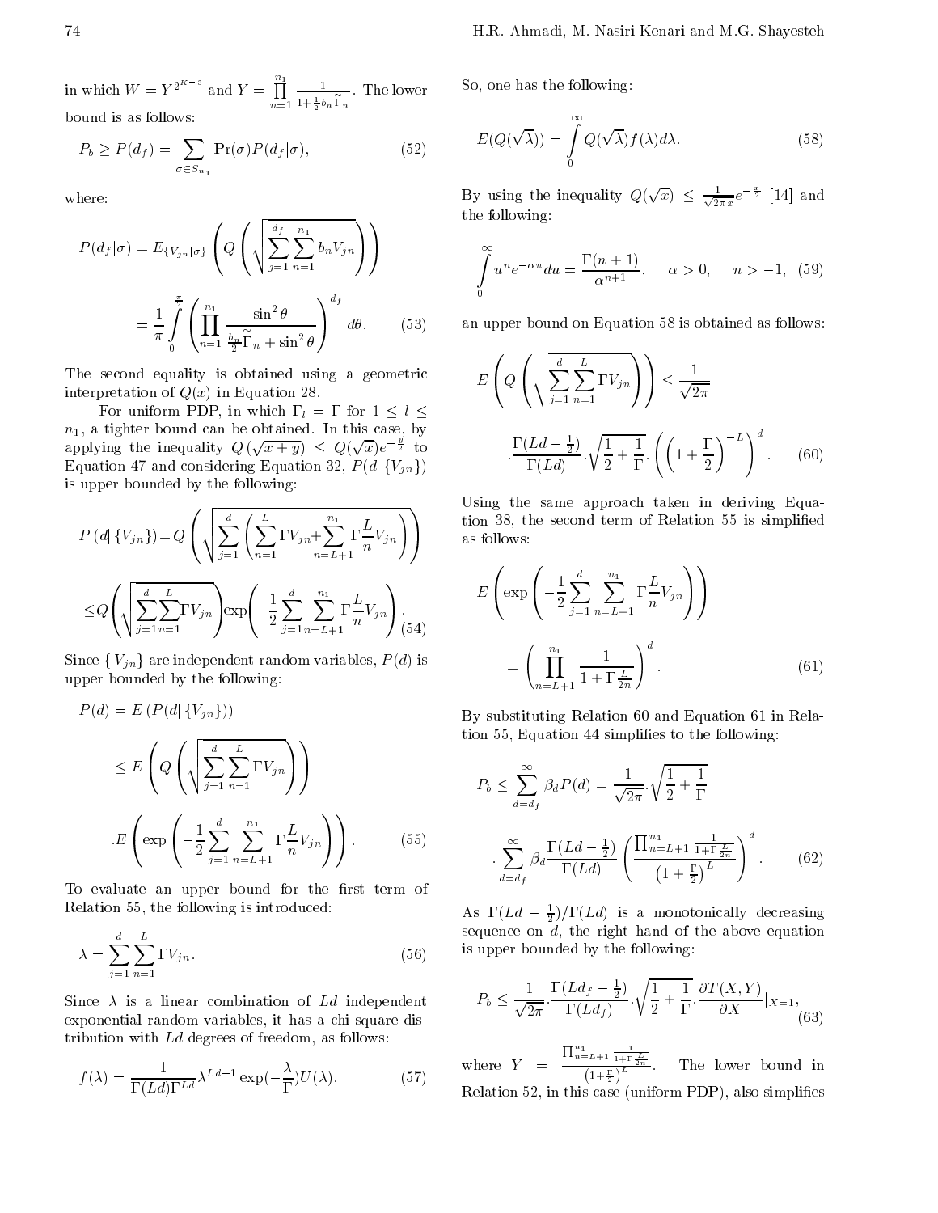in which $W = Y^{2^{K-3}}$ and $Y = \prod_{n=1}^{n_1} \frac{1}{1+\frac{1}{2}b_n\tilde{\Gamma}_n}$. The lower bound is as follows:

$$P_b \geq P(d_f) = \sum_{\sigma \in S_{n_1}} \Pr(\sigma) P(d_f|\sigma), \tag{52}$$

where:

$$P(d_f|\sigma) = E_{\{V_{jn}|\sigma\}}\left(Q\left(\sqrt{\sum_{j=1}^{d_f}\sum_{n=1}^{n_1} b_n V_{jn}}\right)\right)$$

$$= \frac{1}{\pi}\int_0^{\frac{\pi}{2}} \left(\prod_{n=1}^{n_1} \frac{\sin^2\theta}{\frac{b_n}{2}\tilde{\Gamma}_n + \sin^2\theta}\right)^{d_f} d\theta. \tag{53}$$

The second equality is obtained using a geometric interpretation of $Q(x)$ in Equation 28.

For uniform PDP, in which $\Gamma_l = \Gamma$ for $1 \leq l \leq n_1$, a tighter bound can be obtained. In this case, by applying the inequality $Q(\sqrt{x+y}) \leq Q(\sqrt{x})e^{-\frac{y}{2}}$ to Equation 47 and considering Equation 32, $P(d|\{V_{jn}\})$ is upper bounded by the following:

$$P(d|\{V_{jn}\}) = Q\left(\sqrt{\sum_{j=1}^{d}\left(\sum_{n=1}^{L}\Gamma V_{jn} + \sum_{n=L+1}^{n_1}\Gamma\frac{L}{n}V_{jn}\right)}\right)$$

$$\leq Q\left(\sqrt{\sum_{j=1}^{d}\sum_{n=1}^{L}\Gamma V_{jn}}\right)\exp\left(-\frac{1}{2}\sum_{j=1}^{d}\sum_{n=L+1}^{n_1}\Gamma\frac{L}{n}V_{jn}\right). \tag{54}$$

Since $\{V_{jn}\}$ are independent random variables, $P(d)$ is upper bounded by the following:

$$P(d) = E(P(d|\{V_{jn}\}))$$

$$\leq E\left(Q\left(\sqrt{\sum_{j=1}^{d}\sum_{n=1}^{L}\Gamma V_{jn}}\right)\right)$$

$$.E\left(\exp\left(-\frac{1}{2}\sum_{j=1}^{d}\sum_{n=L+1}^{n_1}\Gamma\frac{L}{n}V_{jn}\right)\right). \tag{55}$$

To evaluate an upper bound for the first term of Relation 55, the following is introduced:

$$\lambda = \sum_{j=1}^{d}\sum_{n=1}^{L}\Gamma V_{jn}. \tag{56}$$

Since $\lambda$ is a linear combination of $Ld$ independent exponential random variables, it has a chi-square distribution with $Ld$ degrees of freedom, as follows:

$$f(\lambda) = \frac{1}{\Gamma(Ld)\Gamma^{Ld}}\lambda^{Ld-1}\exp\left(-\frac{\lambda}{\Gamma}\right)U(\lambda). \tag{57}$$

So, one has the following:

$$E(Q(\sqrt{\lambda})) = \int_0^{\infty} Q(\sqrt{\lambda})f(\lambda)d\lambda. \tag{58}$$

By using the inequality $Q(\sqrt{x}) \leq \frac{1}{\sqrt{2\pi x}}e^{-\frac{x}{2}}$ [14] and the following:

$$\int_0^{\infty} u^n e^{-\alpha u}du = \frac{\Gamma(n+1)}{\alpha^{n+1}}, \quad \alpha > 0, \quad n > -1, \tag{59}$$

an upper bound on Equation 58 is obtained as follows:

$$E\left(Q\left(\sqrt{\sum_{j=1}^{d}\sum_{n=1}^{L}\Gamma V_{jn}}\right)\right) \leq \frac{1}{\sqrt{2\pi}}$$

$$.\frac{\Gamma(Ld-\frac{1}{2})}{\Gamma(Ld)}.\sqrt{\frac{1}{2}+\frac{1}{\Gamma}}.\left(\left(1+\frac{\Gamma}{2}\right)^{-L}\right)^{d}. \tag{60}$$

Using the same approach taken in deriving Equation 38, the second term of Relation 55 is simplified as follows:

$$E\left(\exp\left(-\frac{1}{2}\sum_{j=1}^{d}\sum_{n=L+1}^{n_1}\Gamma\frac{L}{n}V_{jn}\right)\right)$$

$$= \left(\prod_{n=L+1}^{n_1}\frac{1}{1+\Gamma\frac{L}{2n}}\right)^{d}. \tag{61}$$

By substituting Relation 60 and Equation 61 in Relation 55, Equation 44 simplifies to the following:

$$P_b \leq \sum_{d=d_f}^{\infty}\beta_d P(d) = \frac{1}{\sqrt{2\pi}}.\sqrt{\frac{1}{2}+\frac{1}{\Gamma}}$$

$$.\sum_{d=d_f}^{\infty}\beta_d\frac{\Gamma(Ld-\frac{1}{2})}{\Gamma(Ld)}\left(\frac{\prod_{n=L+1}^{n_1}\frac{1}{1+\Gamma\frac{L}{2n}}}{\left(1+\frac{\Gamma}{2}\right)^{L}}\right)^{d}. \tag{62}$$

As $\Gamma(Ld-\frac{1}{2})/\Gamma(Ld)$ is a monotonically decreasing sequence on $d$, the right hand of the above equation is upper bounded by the following:

$$P_b \leq \frac{1}{\sqrt{2\pi}}.\frac{\Gamma(Ld_f-\frac{1}{2})}{\Gamma(Ld_f)}.\sqrt{\frac{1}{2}+\frac{1}{\Gamma}}.\frac{\partial T(X,Y)}{\partial X}\Big|_{X=1}, \tag{63}$$

where $Y = \frac{\prod_{n=L+1}^{n_1}\frac{1}{1+\Gamma\frac{L}{2n}}}{\left(1+\frac{\Gamma}{2}\right)^{L}}$. The lower bound in Relation 52, in this case (uniform PDP), also simplifies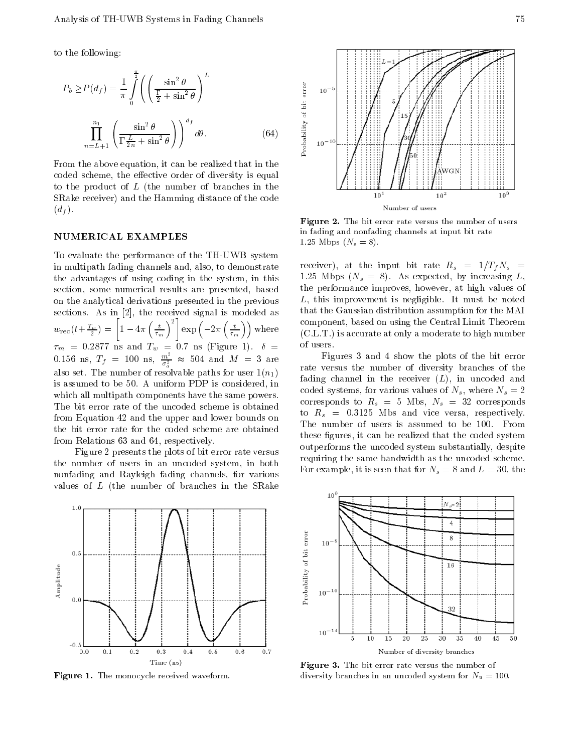to the following:

$$P_b \geq P(d_f) = \frac{1}{\pi} \int_0^{\frac{\pi}{2}} \left( \left( \frac{\sin^2\theta}{\frac{\Gamma}{2} + \sin^2\theta} \right)^L \prod_{n=L+1}^{n_1} \left( \frac{\sin^2\theta}{\Gamma \frac{L}{2n} + \sin^2\theta} \right) \right)^{d_f} d\theta. \tag{64}$$

From the above equation, it can be realized that in the coded scheme, the effective order of diversity is equal to the product of $L$ (the number of branches in the SRake receiver) and the Hamming distance of the code ($d_f$).

## NUMERICAL EXAMPLES

To evaluate the performance of the TH-UWB system in multipath fading channels and, also, to demonstrate the advantages of using coding in the system, in this section, some numerical results are presented, based on the analytical derivations presented in the previous sections. As in [2], the received signal is modeled as $w_{\text{rec}}(t+\frac{T_w}{2}) = \left[1 - 4\pi\left(\frac{t}{\tau_m}\right)^2\right] \exp\left(-2\pi\left(\frac{t}{\tau_m}\right)\right)$ where $\tau_m = 0.2877$ ns and $T_w = 0.7$ ns (Figure 1). $\delta = 0.156$ ns, $T_f = 100$ ns, $\frac{m^2}{\sigma_a^2} \approx 504$ and $M = 3$ are also set. The number of resolvable paths for user $1(n_1)$ is assumed to be 50. A uniform PDP is considered, in which all multipath components have the same powers. The bit error rate of the uncoded scheme is obtained from Equation 42 and the upper and lower bounds on the bit error rate for the coded scheme are obtained from Relations 63 and 64, respectively.

Figure 2 presents the plots of bit error rate versus the number of users in an uncoded system, in both nonfading and Rayleigh fading channels, for various values of $L$ (the number of branches in the SRake receiver), at the input bit rate $R_s = 1/T_f N_s = 1.25$ Mbps ($N_s = 8$). As expected, by increasing $L$, the performance improves, however, at high values of $L$, this improvement is negligible. It must be noted that the Gaussian distribution assumption for the MAI component, based on using the Central Limit Theorem (C.L.T.) is accurate at only a moderate to high number of users.

Figure 1. The monocycle received waveform.

Figure 2. The bit error rate versus the number of users in fading and nonfading channels at input bit rate 1.25 Mbps ($N_s = 8$).

Figures 3 and 4 show the plots of the bit error rate versus the number of diversity branches of the fading channel in the receiver ($L$), in uncoded and coded systems, for various values of $N_s$, where $N_s = 2$ corresponds to $R_s = 5$ Mbs, $N_s = 32$ corresponds to $R_s = 0.3125$ Mbs and vice versa, respectively. The number of users is assumed to be 100. From these figures, it can be realized that the coded system outperforms the uncoded system substantially, despite requiring the same bandwidth as the uncoded scheme. For example, it is seen that for $N_s = 8$ and $L = 30$, the

Figure 3. The bit error rate versus the number of diversity branches in an uncoded system for $N_u = 100$.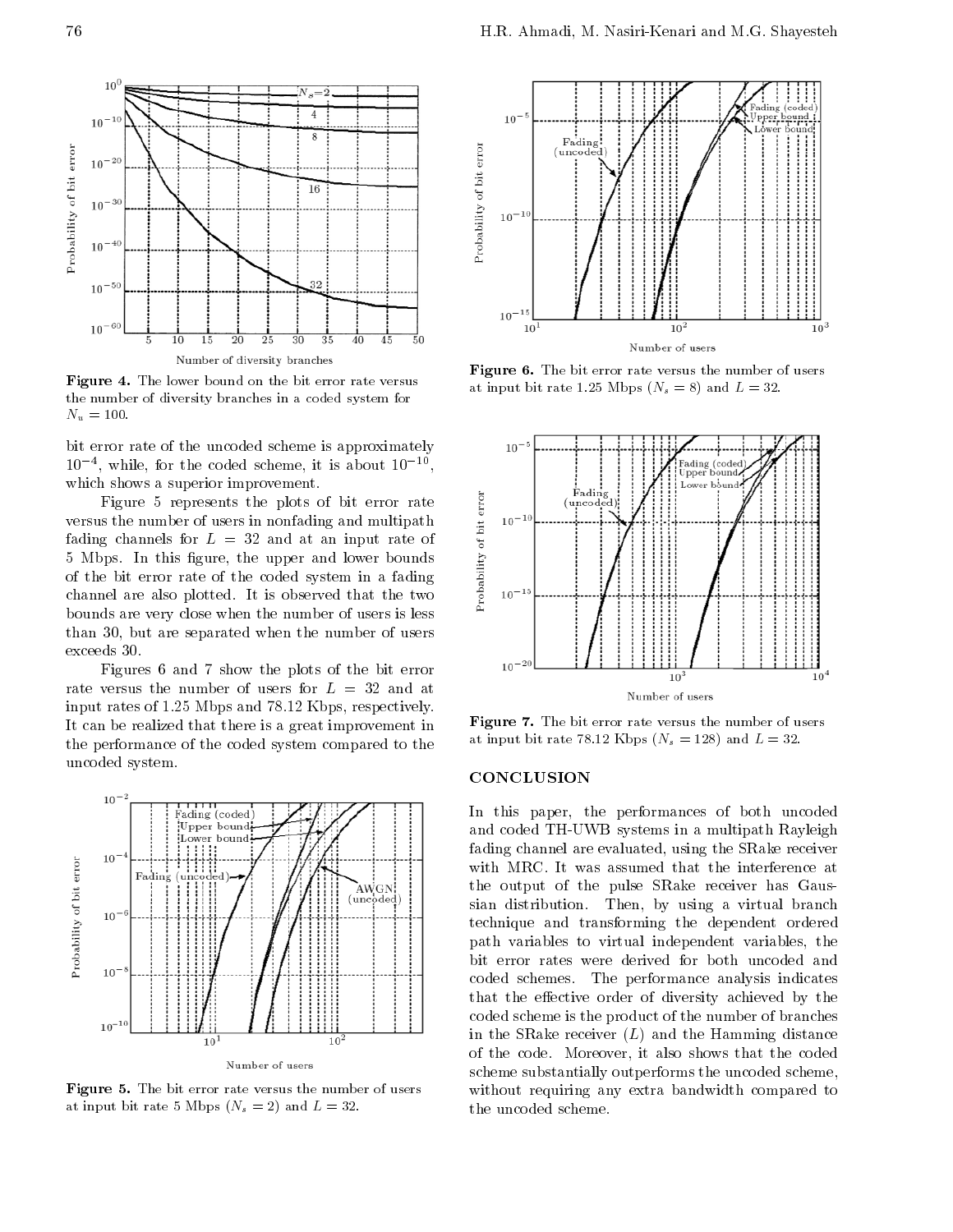Figure 4. The lower bound on the bit error rate versus the number of diversity branches in a coded system for $N_u = 100$.

bit error rate of the uncoded scheme is approximately $10^{-4}$, while, for the coded scheme, it is about $10^{-10}$, which shows a superior improvement.

Figure 5 represents the plots of bit error rate versus the number of users in nonfading and multipath fading channels for $L = 32$ and at an input rate of 5 Mbps. In this figure, the upper and lower bounds of the bit error rate of the coded system in a fading channel are also plotted. It is observed that the two bounds are very close when the number of users is less than 30, but are separated when the number of users exceeds 30.

Figures 6 and 7 show the plots of the bit error rate versus the number of users for $L = 32$ and at input rates of 1.25 Mbps and 78.12 Kbps, respectively. It can be realized that there is a great improvement in the performance of the coded system compared to the uncoded system.

Figure 5. The bit error rate versus the number of users at input bit rate 5 Mbps ($N_s = 2$) and $L = 32$.

Figure 6. The bit error rate versus the number of users at input bit rate 1.25 Mbps ($N_s = 8$) and $L = 32$.

Figure 7. The bit error rate versus the number of users at input bit rate 78.12 Kbps ($N_s = 128$) and $L = 32$.

## CONCLUSION

In this paper, the performances of both uncoded and coded TH-UWB systems in a multipath Rayleigh fading channel are evaluated, using the SRake receiver with MRC. It was assumed that the interference at the output of the pulse SRake receiver has Gaussian distribution. Then, by using a virtual branch technique and transforming the dependent ordered path variables to virtual independent variables, the bit error rates were derived for both uncoded and coded schemes. The performance analysis indicates that the effective order of diversity achieved by the coded scheme is the product of the number of branches in the SRake receiver ($L$) and the Hamming distance of the code. Moreover, it also shows that the coded scheme substantially outperforms the uncoded scheme, without requiring any extra bandwidth compared to the uncoded scheme.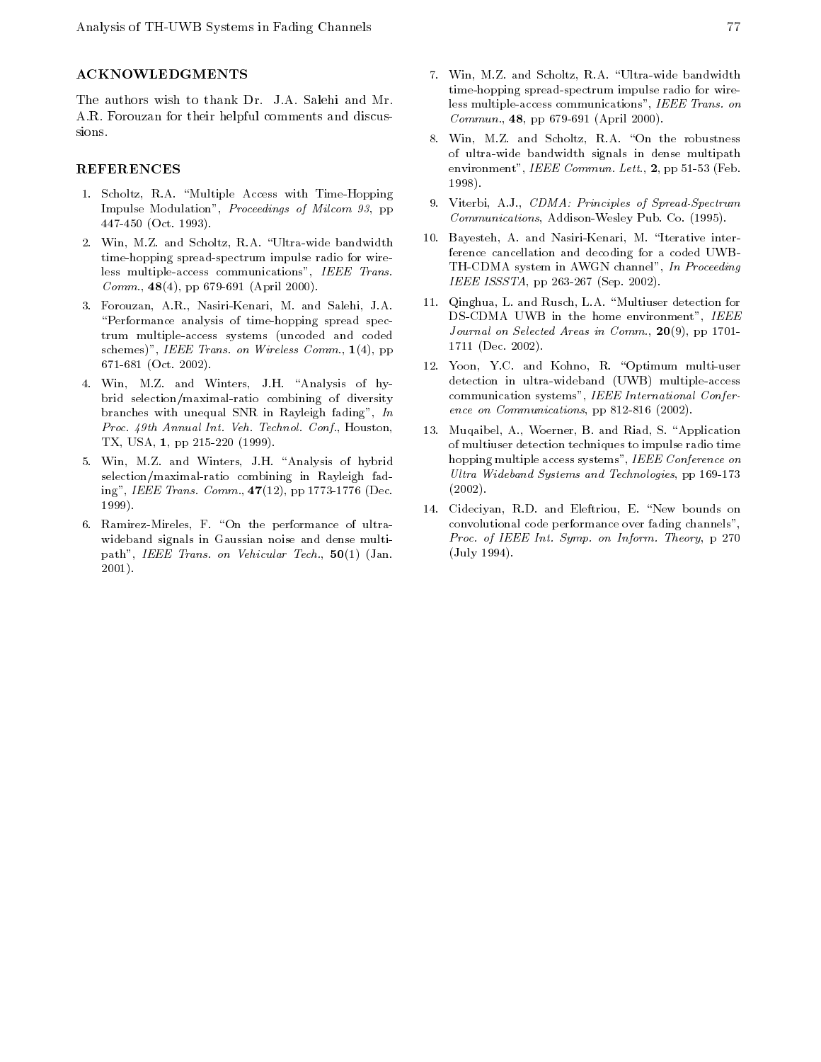## ACKNOWLEDGMENTS

The authors wish to thank Dr. J.A. Salehi and Mr. A.R. Forouzan for their helpful comments and discussions.

## REFERENCES

1. Scholtz, R.A. "Multiple Access with Time-Hopping Impulse Modulation", *Proceedings of Milcom 93*, pp 447-450 (Oct. 1993).
2. Win, M.Z. and Scholtz, R.A. "Ultra-wide bandwidth time-hopping spread-spectrum impulse radio for wireless multiple-access communications", *IEEE Trans. Comm.*, **48**(4), pp 679-691 (April 2000).
3. Forouzan, A.R., Nasiri-Kenari, M. and Salehi, J.A. "Performance analysis of time-hopping spread spectrum multiple-access systems (uncoded and coded schemes)", *IEEE Trans. on Wireless Comm.*, **1**(4), pp 671-681 (Oct. 2002).
4. Win, M.Z. and Winters, J.H. "Analysis of hybrid selection/maximal-ratio combining of diversity branches with unequal SNR in Rayleigh fading", *In Proc. 49th Annual Int. Veh. Technol. Conf.*, Houston, TX, USA, **1**, pp 215-220 (1999).
5. Win, M.Z. and Winters, J.H. "Analysis of hybrid selection/maximal-ratio combining in Rayleigh fading", *IEEE Trans. Comm.*, **47**(12), pp 1773-1776 (Dec. 1999).
6. Ramirez-Mireles, F. "On the performance of ultra-wideband signals in Gaussian noise and dense multipath", *IEEE Trans. on Vehicular Tech.*, **50**(1) (Jan. 2001).
7. Win, M.Z. and Scholtz, R.A. "Ultra-wide bandwidth time-hopping spread-spectrum impulse radio for wireless multiple-access communications", *IEEE Trans. on Commun.*, **48**, pp 679-691 (April 2000).
8. Win, M.Z. and Scholtz, R.A. "On the robustness of ultra-wide bandwidth signals in dense multipath environment", *IEEE Commun. Lett.*, **2**, pp 51-53 (Feb. 1998).
9. Viterbi, A.J., *CDMA: Principles of Spread-Spectrum Communications*, Addison-Wesley Pub. Co. (1995).
10. Bayesteh, A. and Nasiri-Kenari, M. "Iterative interference cancellation and decoding for a coded UWB-TH-CDMA system in AWGN channel", *In Proceeding IEEE ISSSTA*, pp 263-267 (Sep. 2002).
11. Qinghua, L. and Rusch, L.A. "Multiuser detection for DS-CDMA UWB in the home environment", *IEEE Journal on Selected Areas in Comm.*, **20**(9), pp 1701-1711 (Dec. 2002).
12. Yoon, Y.C. and Kohno, R. "Optimum multi-user detection in ultra-wideband (UWB) multiple-access communication systems", *IEEE International Conference on Communications*, pp 812-816 (2002).
13. Muqaibel, A., Woerner, B. and Riad, S. "Application of multiuser detection techniques to impulse radio time hopping multiple access systems", *IEEE Conference on Ultra Wideband Systems and Technologies*, pp 169-173 (2002).
14. Cideciyan, R.D. and Eleftriou, E. "New bounds on convolutional code performance over fading channels", *Proc. of IEEE Int. Symp. on Inform. Theory*, p 270 (July 1994).